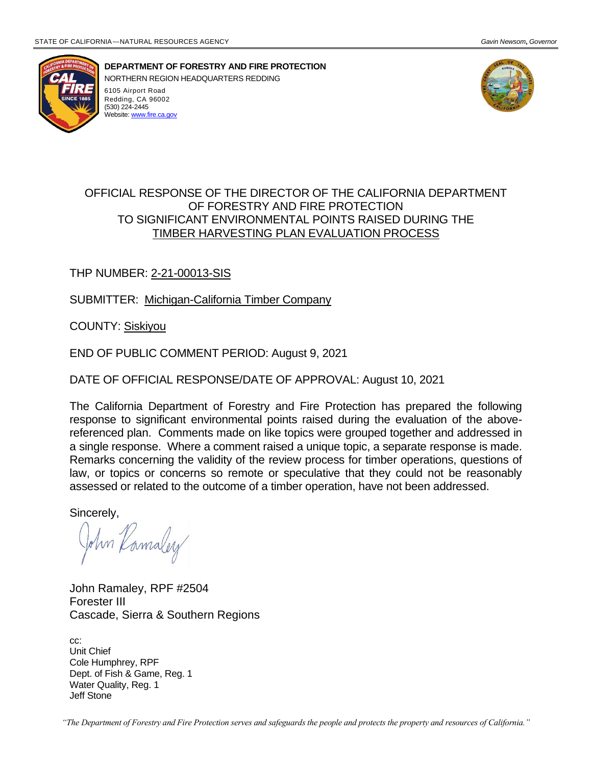STATE OF CALIFORNIA—NATURAL RESOURCES AGENCY *Gavin Newsom, Governor*

**DEPARTMENT OF FORESTRY AND FIRE PROTECTION**
NORTHERN REGION HEADQUARTERS REDDING
6105 Airport Road
Redding, CA 96002
(530) 224-2445
Website: www.fire.ca.gov

# OFFICIAL RESPONSE OF THE DIRECTOR OF THE CALIFORNIA DEPARTMENT OF FORESTRY AND FIRE PROTECTION TO SIGNIFICANT ENVIRONMENTAL POINTS RAISED DURING THE TIMBER HARVESTING PLAN EVALUATION PROCESS

THP NUMBER: 2-21-00013-SIS

SUBMITTER: Michigan-California Timber Company

COUNTY: Siskiyou

END OF PUBLIC COMMENT PERIOD: August 9, 2021

DATE OF OFFICIAL RESPONSE/DATE OF APPROVAL: August 10, 2021

The California Department of Forestry and Fire Protection has prepared the following response to significant environmental points raised during the evaluation of the above-referenced plan. Comments made on like topics were grouped together and addressed in a single response. Where a comment raised a unique topic, a separate response is made. Remarks concerning the validity of the review process for timber operations, questions of law, or topics or concerns so remote or speculative that they could not be reasonably assessed or related to the outcome of a timber operation, have not been addressed.

Sincerely,

John Ramaley

John Ramaley, RPF #2504
Forester III
Cascade, Sierra & Southern Regions

cc:
Unit Chief
Cole Humphrey, RPF
Dept. of Fish & Game, Reg. 1
Water Quality, Reg. 1
Jeff Stone

*"The Department of Forestry and Fire Protection serves and safeguards the people and protects the property and resources of California."*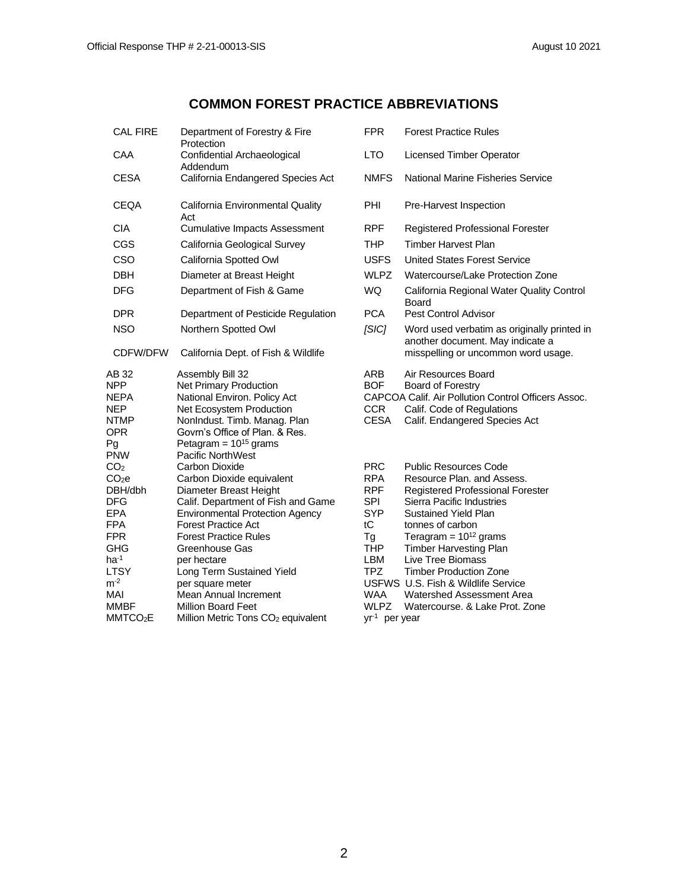## COMMON FOREST PRACTICE ABBREVIATIONS

| | | | |
|---|---|---|---|
| CAL FIRE | Department of Forestry & Fire Protection | FPR | Forest Practice Rules |
| CAA | Confidential Archaeological Addendum | LTO | Licensed Timber Operator |
| CESA | California Endangered Species Act | NMFS | National Marine Fisheries Service |
| CEQA | California Environmental Quality Act | PHI | Pre-Harvest Inspection |
| CIA | Cumulative Impacts Assessment | RPF | Registered Professional Forester |
| CGS | California Geological Survey | THP | Timber Harvest Plan |
| CSO | California Spotted Owl | USFS | United States Forest Service |
| DBH | Diameter at Breast Height | WLPZ | Watercourse/Lake Protection Zone |
| DFG | Department of Fish & Game | WQ | California Regional Water Quality Control Board |
| DPR | Department of Pesticide Regulation | PCA | Pest Control Advisor |
| NSO | Northern Spotted Owl | *[SIC]* | Word used verbatim as originally printed in another document. May indicate a misspelling or uncommon word usage. |
| CDFW/DFW | California Dept. of Fish & Wildlife | | |

| | | | |
|---|---|---|---|
| AB 32 | Assembly Bill 32 | ARB | Air Resources Board |
| NPP | Net Primary Production | BOF | Board of Forestry |
| NEPA | National Environ. Policy Act | CAPCOA | Calif. Air Pollution Control Officers Assoc. |
| NEP | Net Ecosystem Production | CCR | Calif. Code of Regulations |
| NTMP | NonIndust. Timb. Manag. Plan | CESA | Calif. Endangered Species Act |
| OPR | Govrn's Office of Plan. & Res. | | |
| Pg | Petagram = $10^{15}$ grams | | |
| PNW | Pacific NorthWest | | |
| $CO_2$ | Carbon Dioxide | PRC | Public Resources Code |
| $CO_2e$ | Carbon Dioxide equivalent | RPA | Resource Plan. and Assess. |
| DBH/dbh | Diameter Breast Height | RPF | Registered Professional Forester |
| DFG | Calif. Department of Fish and Game | SPI | Sierra Pacific Industries |
| EPA | Environmental Protection Agency | SYP | Sustained Yield Plan |
| FPA | Forest Practice Act | tC | tonnes of carbon |
| FPR | Forest Practice Rules | Tg | Teragram = $10^{12}$ grams |
| GHG | Greenhouse Gas | THP | Timber Harvesting Plan |
| $ha^{-1}$ | per hectare | LBM | Live Tree Biomass |
| LTSY | Long Term Sustained Yield | TPZ | Timber Production Zone |
| $m^{-2}$ | per square meter | USFWS | U.S. Fish & Wildlife Service |
| MAI | Mean Annual Increment | WAA | Watershed Assessment Area |
| MMBF | Million Board Feet | WLPZ | Watercourse. & Lake Prot. Zone |
| $MMTCO_2E$ | Million Metric Tons $CO_2$ equivalent | $yr^{-1}$ | per year |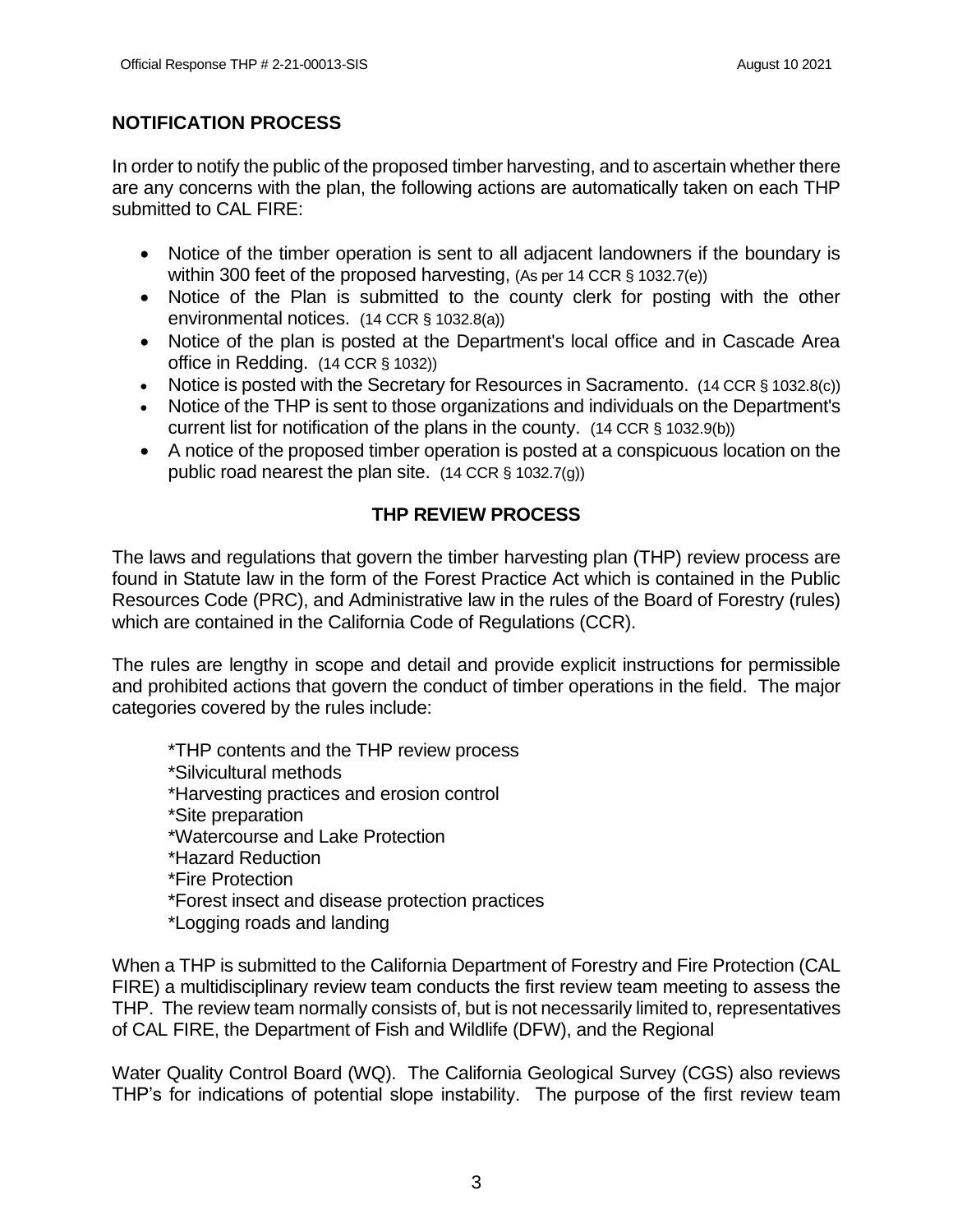## NOTIFICATION PROCESS

In order to notify the public of the proposed timber harvesting, and to ascertain whether there are any concerns with the plan, the following actions are automatically taken on each THP submitted to CAL FIRE:

- Notice of the timber operation is sent to all adjacent landowners if the boundary is within 300 feet of the proposed harvesting, (As per 14 CCR § 1032.7(e))
- Notice of the Plan is submitted to the county clerk for posting with the other environmental notices. (14 CCR § 1032.8(a))
- Notice of the plan is posted at the Department's local office and in Cascade Area office in Redding. (14 CCR § 1032))
- Notice is posted with the Secretary for Resources in Sacramento. (14 CCR § 1032.8(c))
- Notice of the THP is sent to those organizations and individuals on the Department's current list for notification of the plans in the county. (14 CCR § 1032.9(b))
- A notice of the proposed timber operation is posted at a conspicuous location on the public road nearest the plan site. (14 CCR § 1032.7(g))

## THP REVIEW PROCESS

The laws and regulations that govern the timber harvesting plan (THP) review process are found in Statute law in the form of the Forest Practice Act which is contained in the Public Resources Code (PRC), and Administrative law in the rules of the Board of Forestry (rules) which are contained in the California Code of Regulations (CCR).

The rules are lengthy in scope and detail and provide explicit instructions for permissible and prohibited actions that govern the conduct of timber operations in the field. The major categories covered by the rules include:

*THP contents and the THP review process
*Silvicultural methods
*Harvesting practices and erosion control
*Site preparation
*Watercourse and Lake Protection
*Hazard Reduction
*Fire Protection
*Forest insect and disease protection practices
*Logging roads and landing

When a THP is submitted to the California Department of Forestry and Fire Protection (CAL FIRE) a multidisciplinary review team conducts the first review team meeting to assess the THP. The review team normally consists of, but is not necessarily limited to, representatives of CAL FIRE, the Department of Fish and Wildlife (DFW), and the Regional Water Quality Control Board (WQ). The California Geological Survey (CGS) also reviews THP's for indications of potential slope instability. The purpose of the first review team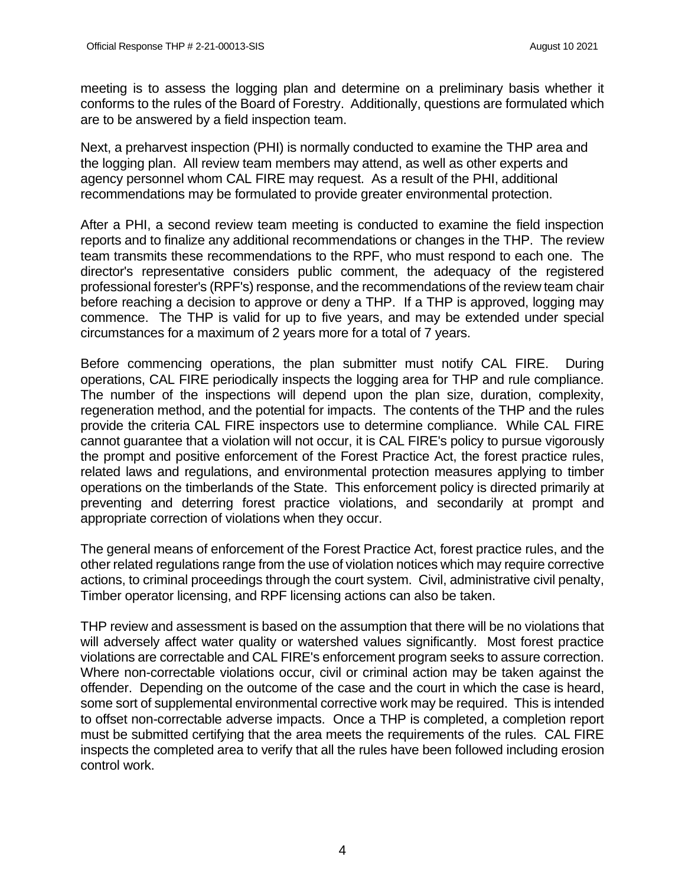meeting is to assess the logging plan and determine on a preliminary basis whether it conforms to the rules of the Board of Forestry. Additionally, questions are formulated which are to be answered by a field inspection team.

Next, a preharvest inspection (PHI) is normally conducted to examine the THP area and the logging plan. All review team members may attend, as well as other experts and agency personnel whom CAL FIRE may request. As a result of the PHI, additional recommendations may be formulated to provide greater environmental protection.

After a PHI, a second review team meeting is conducted to examine the field inspection reports and to finalize any additional recommendations or changes in the THP. The review team transmits these recommendations to the RPF, who must respond to each one. The director's representative considers public comment, the adequacy of the registered professional forester's (RPF's) response, and the recommendations of the review team chair before reaching a decision to approve or deny a THP. If a THP is approved, logging may commence. The THP is valid for up to five years, and may be extended under special circumstances for a maximum of 2 years more for a total of 7 years.

Before commencing operations, the plan submitter must notify CAL FIRE. During operations, CAL FIRE periodically inspects the logging area for THP and rule compliance. The number of the inspections will depend upon the plan size, duration, complexity, regeneration method, and the potential for impacts. The contents of the THP and the rules provide the criteria CAL FIRE inspectors use to determine compliance. While CAL FIRE cannot guarantee that a violation will not occur, it is CAL FIRE's policy to pursue vigorously the prompt and positive enforcement of the Forest Practice Act, the forest practice rules, related laws and regulations, and environmental protection measures applying to timber operations on the timberlands of the State. This enforcement policy is directed primarily at preventing and deterring forest practice violations, and secondarily at prompt and appropriate correction of violations when they occur.

The general means of enforcement of the Forest Practice Act, forest practice rules, and the other related regulations range from the use of violation notices which may require corrective actions, to criminal proceedings through the court system. Civil, administrative civil penalty, Timber operator licensing, and RPF licensing actions can also be taken.

THP review and assessment is based on the assumption that there will be no violations that will adversely affect water quality or watershed values significantly. Most forest practice violations are correctable and CAL FIRE's enforcement program seeks to assure correction. Where non-correctable violations occur, civil or criminal action may be taken against the offender. Depending on the outcome of the case and the court in which the case is heard, some sort of supplemental environmental corrective work may be required. This is intended to offset non-correctable adverse impacts. Once a THP is completed, a completion report must be submitted certifying that the area meets the requirements of the rules. CAL FIRE inspects the completed area to verify that all the rules have been followed including erosion control work.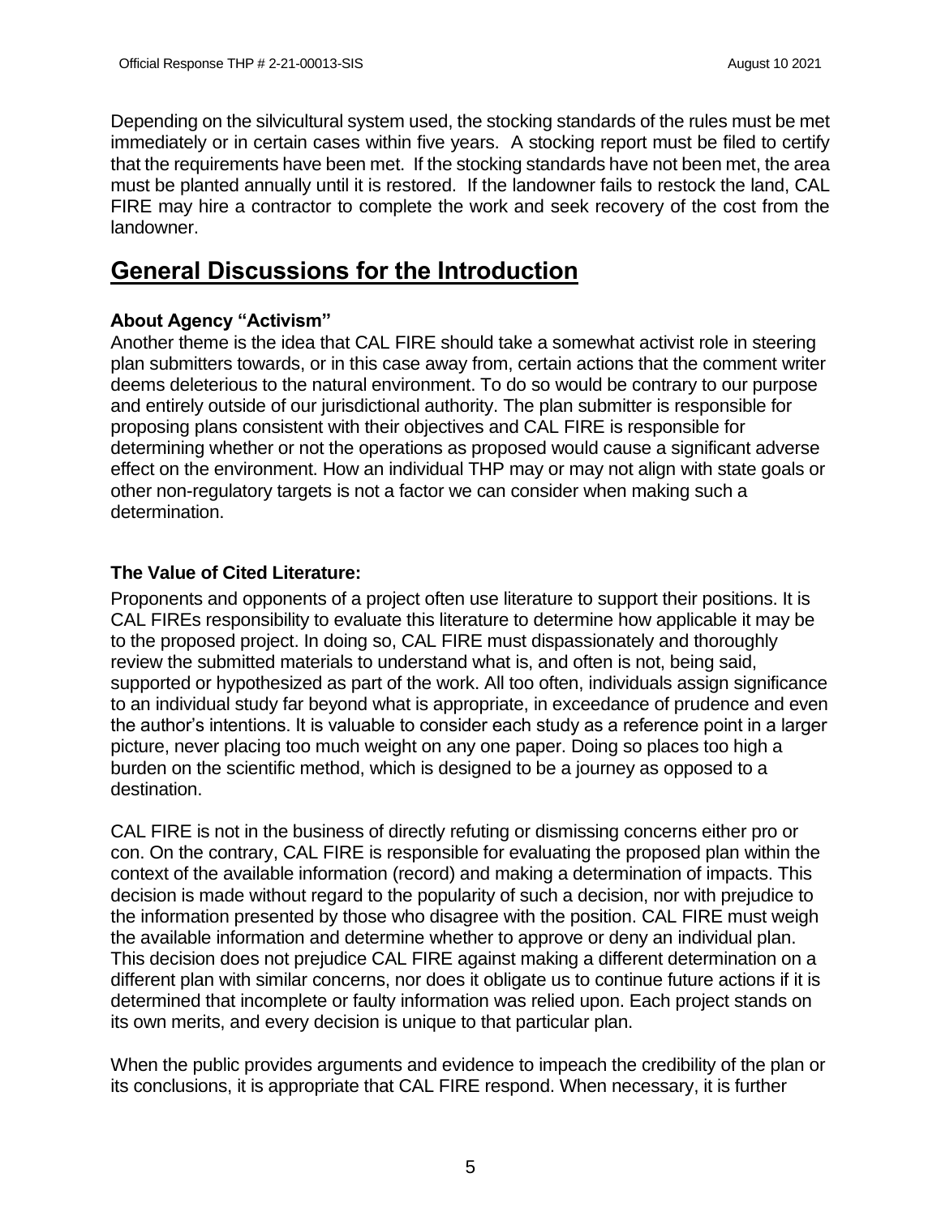Depending on the silvicultural system used, the stocking standards of the rules must be met immediately or in certain cases within five years. A stocking report must be filed to certify that the requirements have been met. If the stocking standards have not been met, the area must be planted annually until it is restored. If the landowner fails to restock the land, CAL FIRE may hire a contractor to complete the work and seek recovery of the cost from the landowner.

# General Discussions for the Introduction

### About Agency "Activism"

Another theme is the idea that CAL FIRE should take a somewhat activist role in steering plan submitters towards, or in this case away from, certain actions that the comment writer deems deleterious to the natural environment. To do so would be contrary to our purpose and entirely outside of our jurisdictional authority. The plan submitter is responsible for proposing plans consistent with their objectives and CAL FIRE is responsible for determining whether or not the operations as proposed would cause a significant adverse effect on the environment. How an individual THP may or may not align with state goals or other non-regulatory targets is not a factor we can consider when making such a determination.

### The Value of Cited Literature:

Proponents and opponents of a project often use literature to support their positions. It is CAL FIREs responsibility to evaluate this literature to determine how applicable it may be to the proposed project. In doing so, CAL FIRE must dispassionately and thoroughly review the submitted materials to understand what is, and often is not, being said, supported or hypothesized as part of the work. All too often, individuals assign significance to an individual study far beyond what is appropriate, in exceedance of prudence and even the author's intentions. It is valuable to consider each study as a reference point in a larger picture, never placing too much weight on any one paper. Doing so places too high a burden on the scientific method, which is designed to be a journey as opposed to a destination.

CAL FIRE is not in the business of directly refuting or dismissing concerns either pro or con. On the contrary, CAL FIRE is responsible for evaluating the proposed plan within the context of the available information (record) and making a determination of impacts. This decision is made without regard to the popularity of such a decision, nor with prejudice to the information presented by those who disagree with the position. CAL FIRE must weigh the available information and determine whether to approve or deny an individual plan. This decision does not prejudice CAL FIRE against making a different determination on a different plan with similar concerns, nor does it obligate us to continue future actions if it is determined that incomplete or faulty information was relied upon. Each project stands on its own merits, and every decision is unique to that particular plan.

When the public provides arguments and evidence to impeach the credibility of the plan or its conclusions, it is appropriate that CAL FIRE respond. When necessary, it is further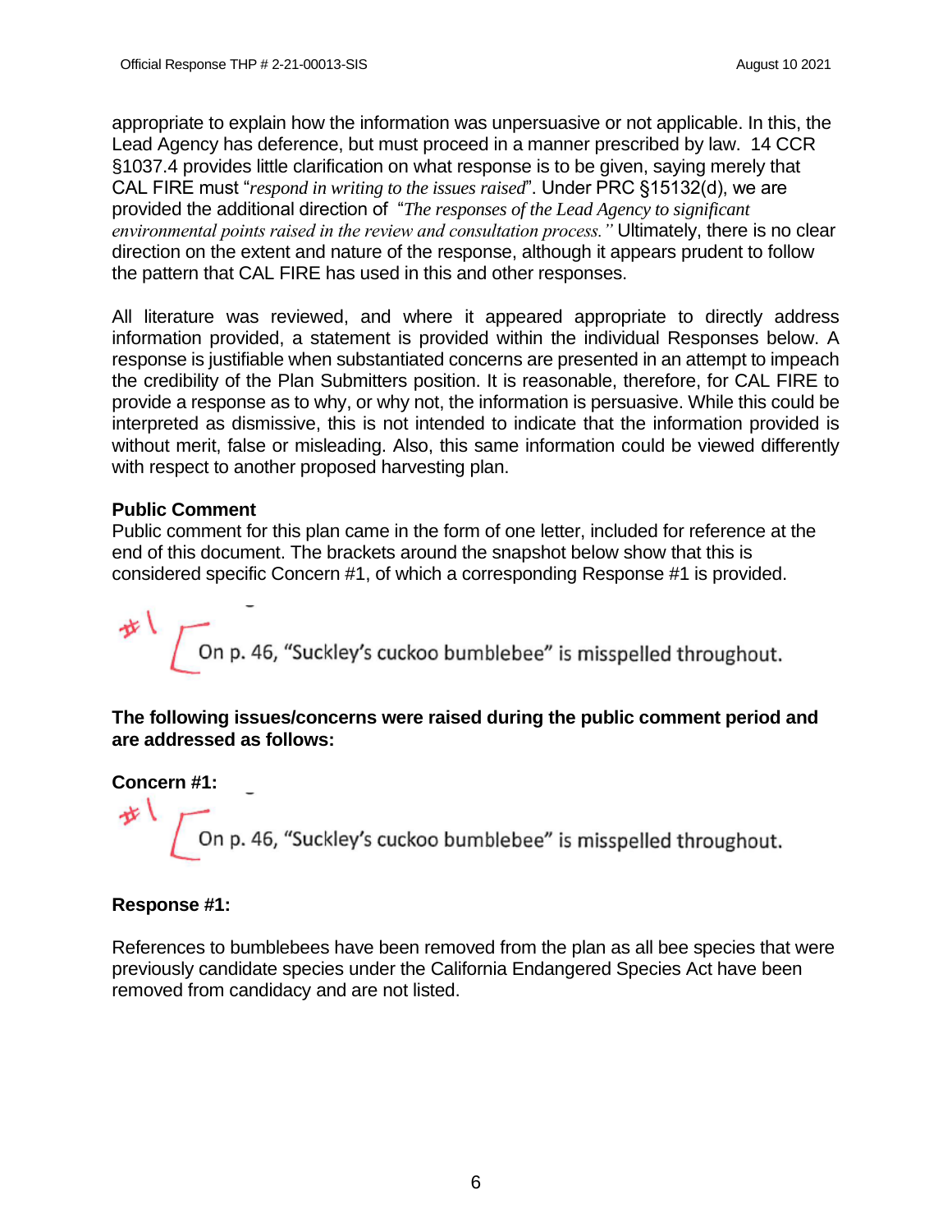appropriate to explain how the information was unpersuasive or not applicable. In this, the Lead Agency has deference, but must proceed in a manner prescribed by law. 14 CCR §1037.4 provides little clarification on what response is to be given, saying merely that CAL FIRE must "*respond in writing to the issues raised*". Under PRC §15132(d), we are provided the additional direction of "*The responses of the Lead Agency to significant environmental points raised in the review and consultation process.*" Ultimately, there is no clear direction on the extent and nature of the response, although it appears prudent to follow the pattern that CAL FIRE has used in this and other responses.

All literature was reviewed, and where it appeared appropriate to directly address information provided, a statement is provided within the individual Responses below. A response is justifiable when substantiated concerns are presented in an attempt to impeach the credibility of the Plan Submitters position. It is reasonable, therefore, for CAL FIRE to provide a response as to why, or why not, the information is persuasive. While this could be interpreted as dismissive, this is not intended to indicate that the information provided is without merit, false or misleading. Also, this same information could be viewed differently with respect to another proposed harvesting plan.

**Public Comment**
Public comment for this plan came in the form of one letter, included for reference at the end of this document. The brackets around the snapshot below show that this is considered specific Concern #1, of which a corresponding Response #1 is provided.

#1 [ On p. 46, "Suckley's cuckoo bumblebee" is misspelled throughout.

**The following issues/concerns were raised during the public comment period and are addressed as follows:**

**Concern #1:**

#1 [ On p. 46, "Suckley's cuckoo bumblebee" is misspelled throughout.

**Response #1:**

References to bumblebees have been removed from the plan as all bee species that were previously candidate species under the California Endangered Species Act have been removed from candidacy and are not listed.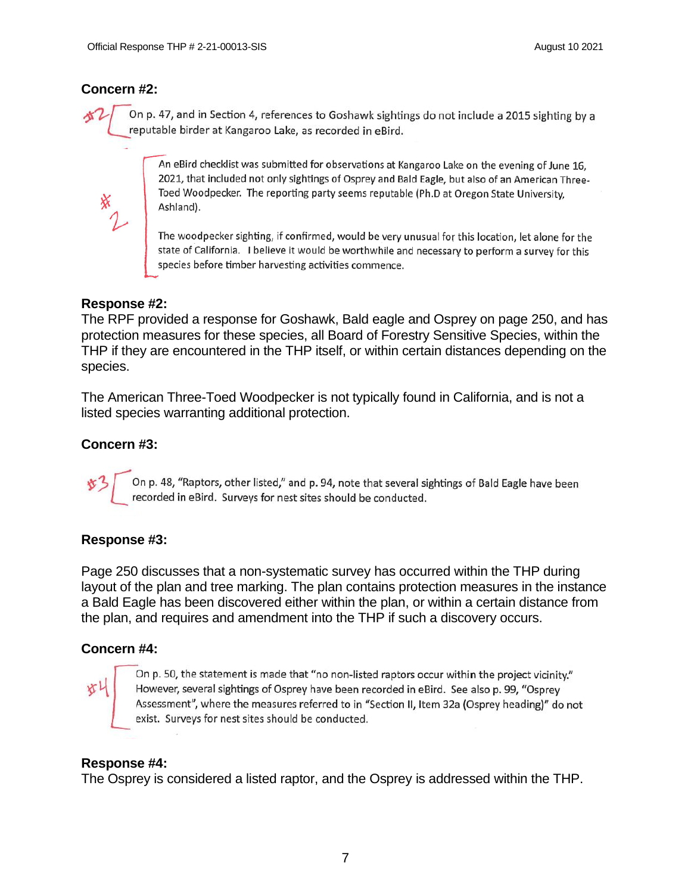### Concern #2:

#2 On p. 47, and in Section 4, references to Goshawk sightings do not include a 2015 sighting by a reputable birder at Kangaroo Lake, as recorded in eBird.

#2 An eBird checklist was submitted for observations at Kangaroo Lake on the evening of June 16, 2021, that included not only sightings of Osprey and Bald Eagle, but also of an American Three-Toed Woodpecker. The reporting party seems reputable (Ph.D at Oregon State University, Ashland).

The woodpecker sighting, if confirmed, would be very unusual for this location, let alone for the state of California. I believe it would be worthwhile and necessary to perform a survey for this species before timber harvesting activities commence.

### Response #2:

The RPF provided a response for Goshawk, Bald eagle and Osprey on page 250, and has protection measures for these species, all Board of Forestry Sensitive Species, within the THP if they are encountered in the THP itself, or within certain distances depending on the species.

The American Three-Toed Woodpecker is not typically found in California, and is not a listed species warranting additional protection.

### Concern #3:

#3 On p. 48, "Raptors, other listed," and p. 94, note that several sightings of Bald Eagle have been recorded in eBird. Surveys for nest sites should be conducted.

### Response #3:

Page 250 discusses that a non-systematic survey has occurred within the THP during layout of the plan and tree marking. The plan contains protection measures in the instance a Bald Eagle has been discovered either within the plan, or within a certain distance from the plan, and requires and amendment into the THP if such a discovery occurs.

### Concern #4:

#4 On p. 50, the statement is made that "no non-listed raptors occur within the project vicinity." However, several sightings of Osprey have been recorded in eBird. See also p. 99, "Osprey Assessment", where the measures referred to in "Section II, Item 32a (Osprey heading)" do not exist. Surveys for nest sites should be conducted.

### Response #4:

The Osprey is considered a listed raptor, and the Osprey is addressed within the THP.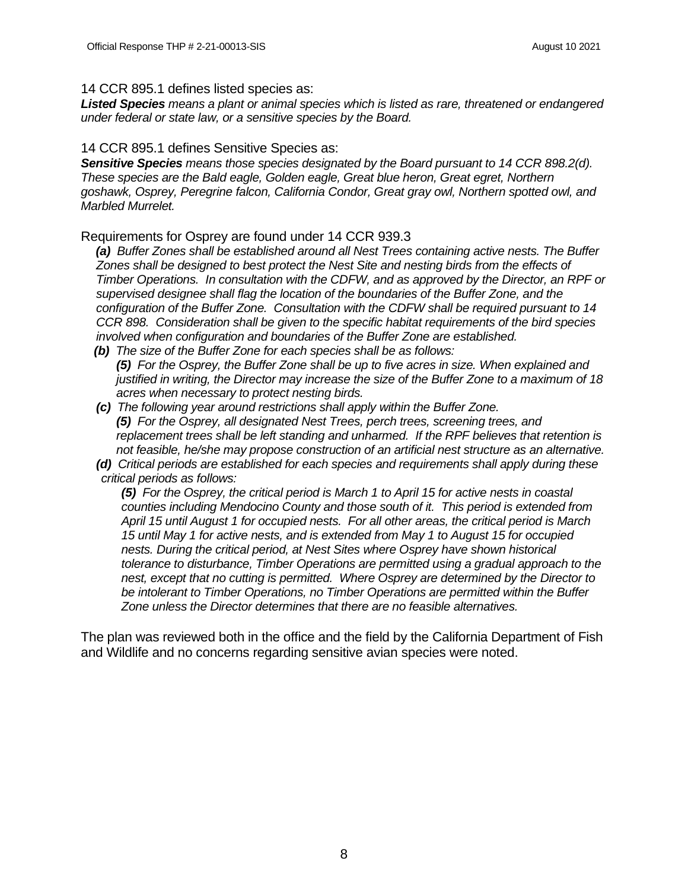14 CCR 895.1 defines listed species as:

***Listed Species*** *means a plant or animal species which is listed as rare, threatened or endangered under federal or state law, or a sensitive species by the Board.*

14 CCR 895.1 defines Sensitive Species as:

***Sensitive Species*** *means those species designated by the Board pursuant to 14 CCR 898.2(d). These species are the Bald eagle, Golden eagle, Great blue heron, Great egret, Northern goshawk, Osprey, Peregrine falcon, California Condor, Great gray owl, Northern spotted owl, and Marbled Murrelet.*

Requirements for Osprey are found under 14 CCR 939.3

***(a)*** *Buffer Zones shall be established around all Nest Trees containing active nests. The Buffer Zones shall be designed to best protect the Nest Site and nesting birds from the effects of Timber Operations. In consultation with the CDFW, and as approved by the Director, an RPF or supervised designee shall flag the location of the boundaries of the Buffer Zone, and the configuration of the Buffer Zone. Consultation with the CDFW shall be required pursuant to 14 CCR 898. Consideration shall be given to the specific habitat requirements of the bird species involved when configuration and boundaries of the Buffer Zone are established.*

***(b)*** *The size of the Buffer Zone for each species shall be as follows:*

***(5)*** *For the Osprey, the Buffer Zone shall be up to five acres in size. When explained and justified in writing, the Director may increase the size of the Buffer Zone to a maximum of 18 acres when necessary to protect nesting birds.*

***(c)*** *The following year around restrictions shall apply within the Buffer Zone.*

***(5)*** *For the Osprey, all designated Nest Trees, perch trees, screening trees, and replacement trees shall be left standing and unharmed. If the RPF believes that retention is not feasible, he/she may propose construction of an artificial nest structure as an alternative.*

***(d)*** *Critical periods are established for each species and requirements shall apply during these critical periods as follows:*

***(5)*** *For the Osprey, the critical period is March 1 to April 15 for active nests in coastal counties including Mendocino County and those south of it. This period is extended from April 15 until August 1 for occupied nests. For all other areas, the critical period is March 15 until May 1 for active nests, and is extended from May 1 to August 15 for occupied nests. During the critical period, at Nest Sites where Osprey have shown historical tolerance to disturbance, Timber Operations are permitted using a gradual approach to the nest, except that no cutting is permitted. Where Osprey are determined by the Director to be intolerant to Timber Operations, no Timber Operations are permitted within the Buffer Zone unless the Director determines that there are no feasible alternatives.*

The plan was reviewed both in the office and the field by the California Department of Fish and Wildlife and no concerns regarding sensitive avian species were noted.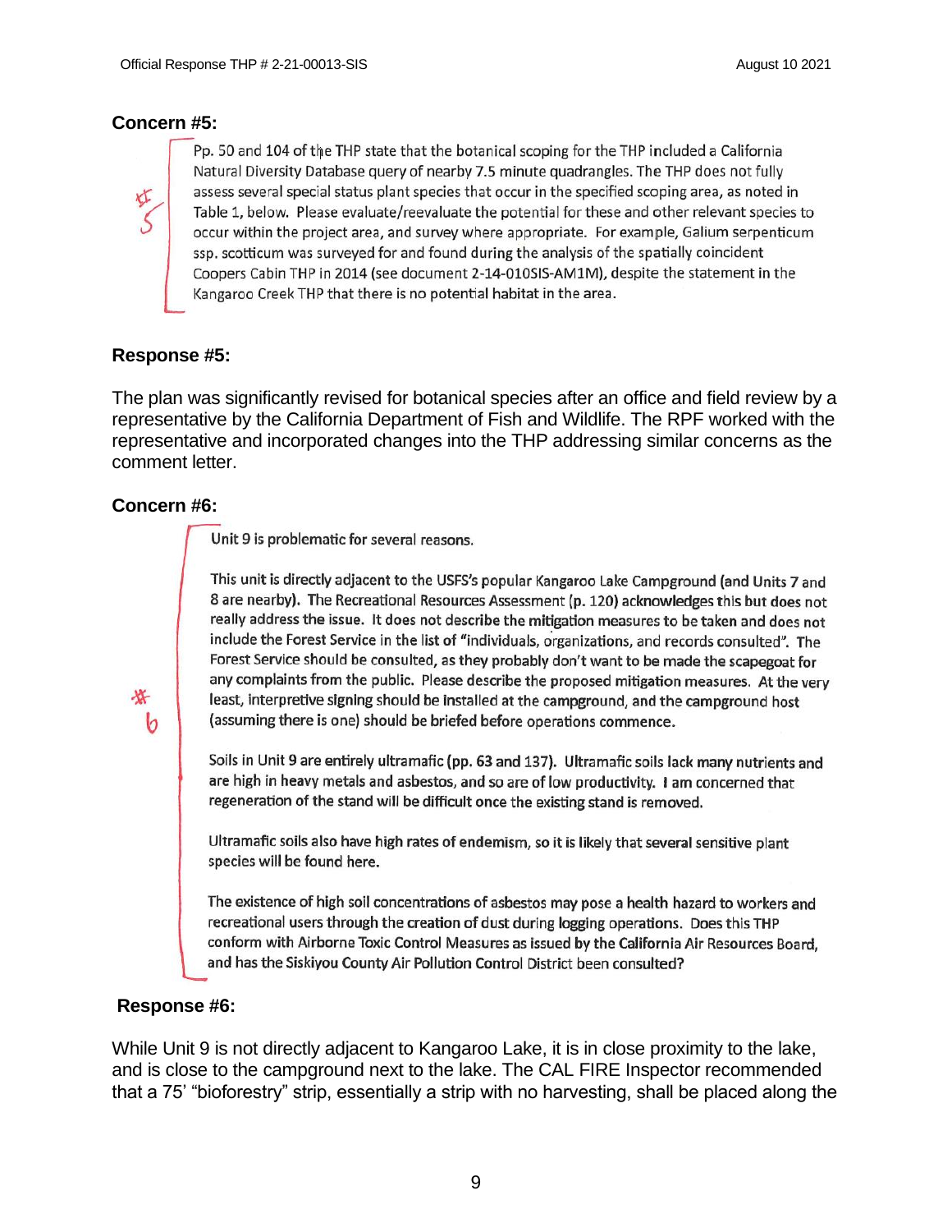**Concern #5:**

Pp. 50 and 104 of the THP state that the botanical scoping for the THP included a California Natural Diversity Database query of nearby 7.5 minute quadrangles. The THP does not fully assess several special status plant species that occur in the specified scoping area, as noted in Table 1, below. Please evaluate/reevaluate the potential for these and other relevant species to occur within the project area, and survey where appropriate. For example, Galium serpenticum ssp. scotticum was surveyed for and found during the analysis of the spatially coincident Coopers Cabin THP in 2014 (see document 2-14-010SIS-AM1M), despite the statement in the Kangaroo Creek THP that there is no potential habitat in the area.

**Response #5:**

The plan was significantly revised for botanical species after an office and field review by a representative by the California Department of Fish and Wildlife. The RPF worked with the representative and incorporated changes into the THP addressing similar concerns as the comment letter.

**Concern #6:**

Unit 9 is problematic for several reasons.

This unit is directly adjacent to the USFS's popular Kangaroo Lake Campground (and Units 7 and 8 are nearby). The Recreational Resources Assessment (p. 120) acknowledges this but does not really address the issue. It does not describe the mitigation measures to be taken and does not include the Forest Service in the list of "individuals, organizations, and records consulted". The Forest Service should be consulted, as they probably don't want to be made the scapegoat for any complaints from the public. Please describe the proposed mitigation measures. At the very least, interpretive signing should be installed at the campground, and the campground host (assuming there is one) should be briefed before operations commence.

Soils in Unit 9 are entirely ultramafic (pp. 63 and 137). Ultramafic soils lack many nutrients and are high in heavy metals and asbestos, and so are of low productivity. I am concerned that regeneration of the stand will be difficult once the existing stand is removed.

Ultramafic soils also have high rates of endemism, so it is likely that several sensitive plant species will be found here.

The existence of high soil concentrations of asbestos may pose a health hazard to workers and recreational users through the creation of dust during logging operations. Does this THP conform with Airborne Toxic Control Measures as issued by the California Air Resources Board, and has the Siskiyou County Air Pollution Control District been consulted?

**Response #6:**

While Unit 9 is not directly adjacent to Kangaroo Lake, it is in close proximity to the lake, and is close to the campground next to the lake. The CAL FIRE Inspector recommended that a 75' "bioforestry" strip, essentially a strip with no harvesting, shall be placed along the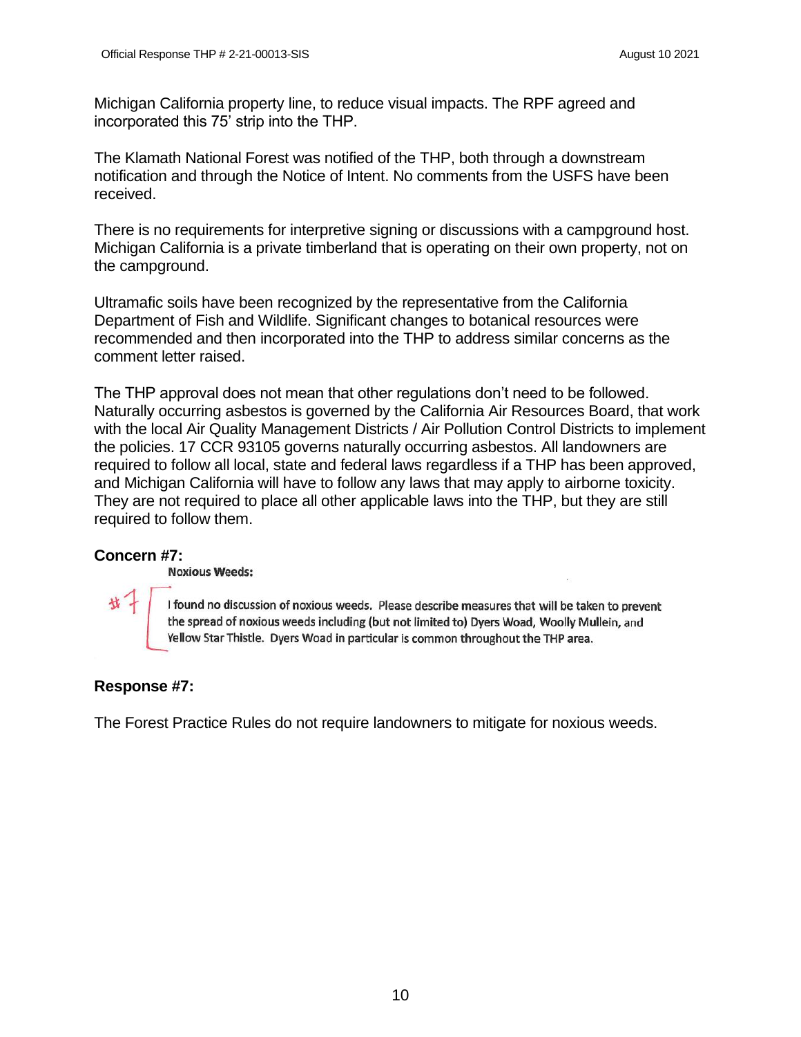Michigan California property line, to reduce visual impacts. The RPF agreed and incorporated this 75' strip into the THP.

The Klamath National Forest was notified of the THP, both through a downstream notification and through the Notice of Intent. No comments from the USFS have been received.

There is no requirements for interpretive signing or discussions with a campground host. Michigan California is a private timberland that is operating on their own property, not on the campground.

Ultramafic soils have been recognized by the representative from the California Department of Fish and Wildlife. Significant changes to botanical resources were recommended and then incorporated into the THP to address similar concerns as the comment letter raised.

The THP approval does not mean that other regulations don't need to be followed. Naturally occurring asbestos is governed by the California Air Resources Board, that work with the local Air Quality Management Districts / Air Pollution Control Districts to implement the policies. 17 CCR 93105 governs naturally occurring asbestos. All landowners are required to follow all local, state and federal laws regardless if a THP has been approved, and Michigan California will have to follow any laws that may apply to airborne toxicity. They are not required to place all other applicable laws into the THP, but they are still required to follow them.

**Concern #7:**

**Noxious Weeds:**

#7 I found no discussion of noxious weeds. Please describe measures that will be taken to prevent the spread of noxious weeds including (but not limited to) Dyers Woad, Woolly Mullein, and Yellow Star Thistle. Dyers Woad in particular is common throughout the THP area.

**Response #7:**

The Forest Practice Rules do not require landowners to mitigate for noxious weeds.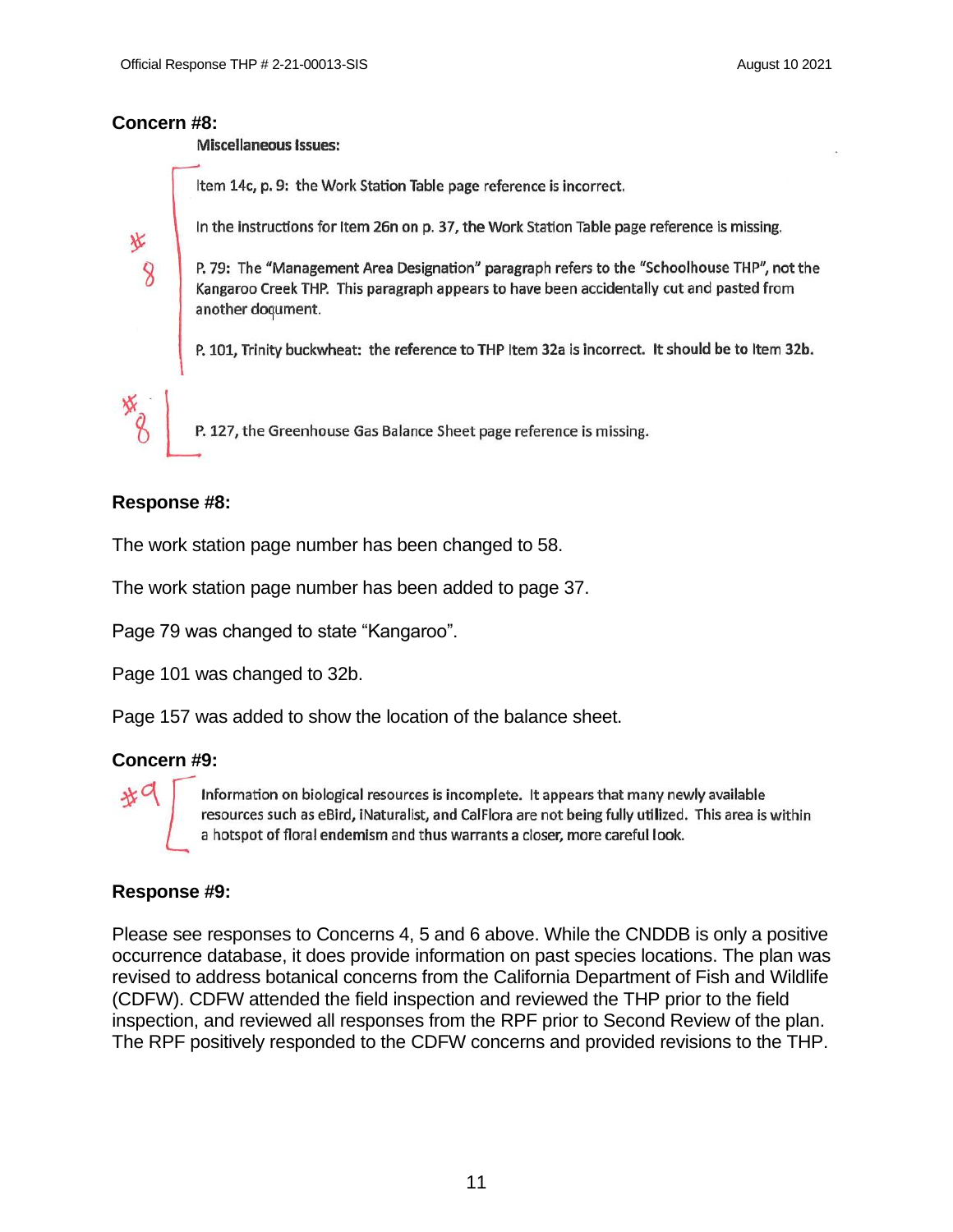## Concern #8:

**Miscellaneous Issues:**

#8

Item 14c, p. 9: the Work Station Table page reference is incorrect.

In the instructions for Item 26n on p. 37, the Work Station Table page reference is missing.

P. 79: The **"Management Area Designation"** paragraph refers to the "Schoolhouse THP", not the Kangaroo Creek THP. This paragraph appears to have been accidentally cut and pasted from another document.

P. 101, Trinity buckwheat: **the reference to THP Item 32a is incorrect. It should be to Item 32b.**

#8

P. 127, the Greenhouse Gas Balance Sheet page reference is missing.

## Response #8:

The work station page number has been changed to 58.

The work station page number has been added to page 37.

Page 79 was changed to state "Kangaroo".

Page 101 was changed to 32b.

Page 157 was added to show the location of the balance sheet.

## Concern #9:

#9

**Information on biological resources is incomplete.** It appears that many newly available resources such as eBird, iNaturalist, and CalFlora are not being fully utilized. This area is within a hotspot of floral **endemism** and thus warrants a closer, more careful look.

## Response #9:

Please see responses to Concerns 4, 5 and 6 above. While the CNDDB is only a positive occurrence database, it does provide information on past species locations. The plan was revised to address botanical concerns from the California Department of Fish and Wildlife (CDFW). CDFW attended the field inspection and reviewed the THP prior to the field inspection, and reviewed all responses from the RPF prior to Second Review of the plan. The RPF positively responded to the CDFW concerns and provided revisions to the THP.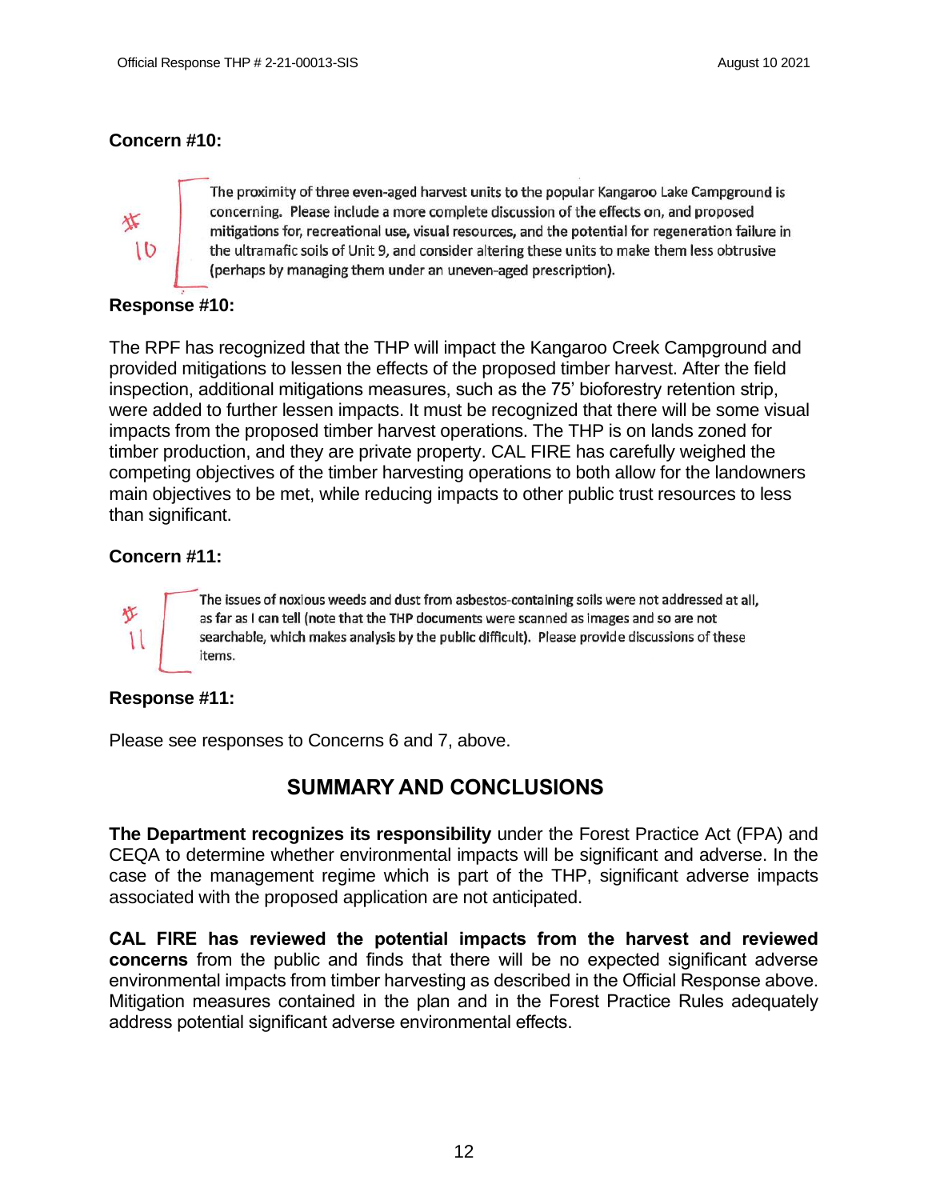### Concern #10:

#10

The proximity of three even-aged harvest units to the popular Kangaroo Lake Campground is concerning. Please include a more complete discussion of the effects on, and proposed mitigations for, recreational use, visual resources, and the potential for regeneration failure in the ultramafic soils of Unit 9, and consider altering these units to make them less obtrusive (perhaps by managing them under an uneven-aged prescription).

### Response #10:

The RPF has recognized that the THP will impact the Kangaroo Creek Campground and provided mitigations to lessen the effects of the proposed timber harvest. After the field inspection, additional mitigations measures, such as the 75' bioforestry retention strip, were added to further lessen impacts. It must be recognized that there will be some visual impacts from the proposed timber harvest operations. The THP is on lands zoned for timber production, and they are private property. CAL FIRE has carefully weighed the competing objectives of the timber harvesting operations to both allow for the landowners main objectives to be met, while reducing impacts to other public trust resources to less than significant.

### Concern #11:

#11

The issues of noxious weeds and dust from asbestos-containing soils were not addressed at all, as far as I can tell (note that the THP documents were scanned as images and so are not searchable, which makes analysis by the public difficult). Please provide discussions of these items.

### Response #11:

Please see responses to Concerns 6 and 7, above.

## SUMMARY AND CONCLUSIONS

**The Department recognizes its responsibility** under the Forest Practice Act (FPA) and CEQA to determine whether environmental impacts will be significant and adverse. In the case of the management regime which is part of the THP, significant adverse impacts associated with the proposed application are not anticipated.

**CAL FIRE has reviewed the potential impacts from the harvest and reviewed concerns** from the public and finds that there will be no expected significant adverse environmental impacts from timber harvesting as described in the Official Response above. Mitigation measures contained in the plan and in the Forest Practice Rules adequately address potential significant adverse environmental effects.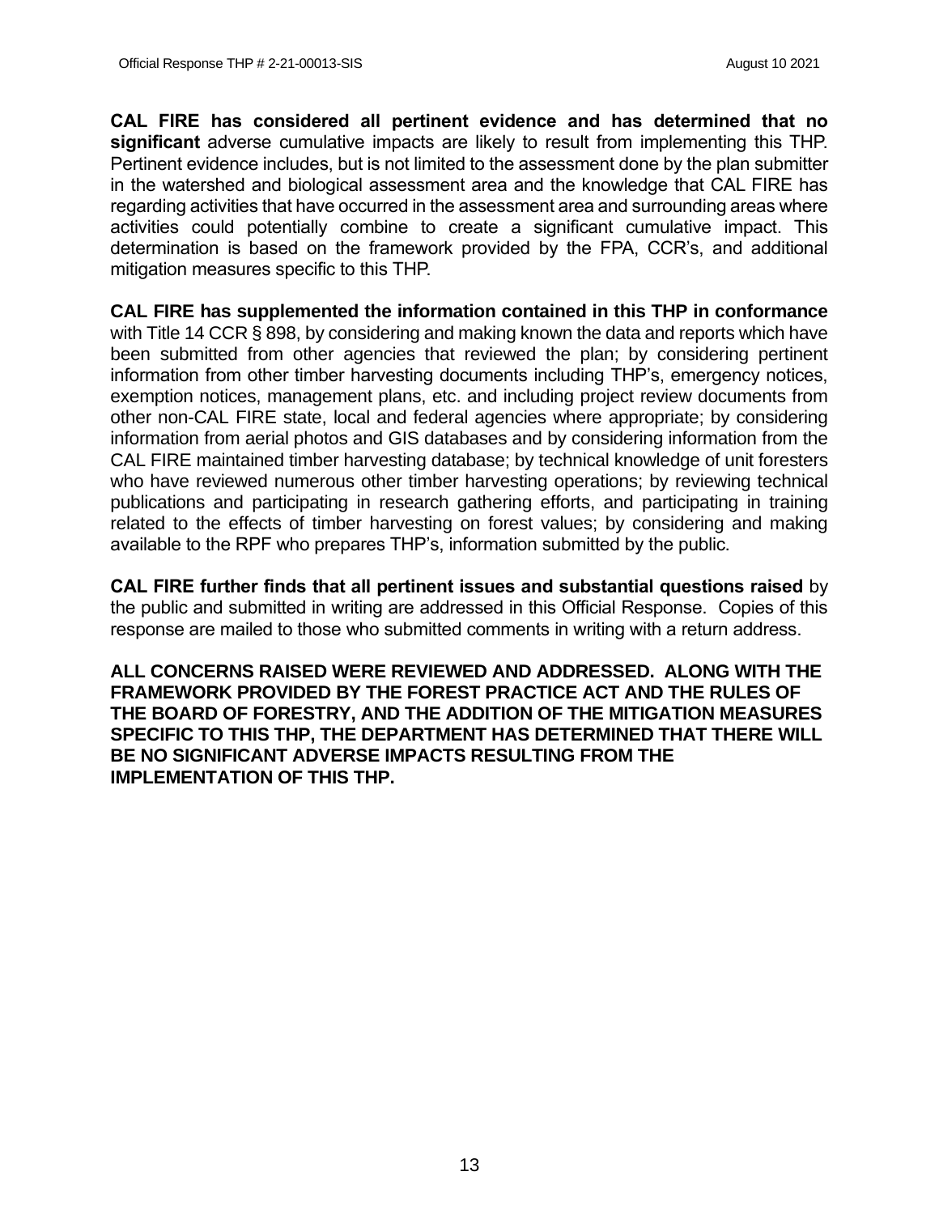**CAL FIRE has considered all pertinent evidence and has determined that no significant** adverse cumulative impacts are likely to result from implementing this THP. Pertinent evidence includes, but is not limited to the assessment done by the plan submitter in the watershed and biological assessment area and the knowledge that CAL FIRE has regarding activities that have occurred in the assessment area and surrounding areas where activities could potentially combine to create a significant cumulative impact. This determination is based on the framework provided by the FPA, CCR's, and additional mitigation measures specific to this THP.

**CAL FIRE has supplemented the information contained in this THP in conformance** with Title 14 CCR § 898, by considering and making known the data and reports which have been submitted from other agencies that reviewed the plan; by considering pertinent information from other timber harvesting documents including THP's, emergency notices, exemption notices, management plans, etc. and including project review documents from other non-CAL FIRE state, local and federal agencies where appropriate; by considering information from aerial photos and GIS databases and by considering information from the CAL FIRE maintained timber harvesting database; by technical knowledge of unit foresters who have reviewed numerous other timber harvesting operations; by reviewing technical publications and participating in research gathering efforts, and participating in training related to the effects of timber harvesting on forest values; by considering and making available to the RPF who prepares THP's, information submitted by the public.

**CAL FIRE further finds that all pertinent issues and substantial questions raised** by the public and submitted in writing are addressed in this Official Response. Copies of this response are mailed to those who submitted comments in writing with a return address.

**ALL CONCERNS RAISED WERE REVIEWED AND ADDRESSED. ALONG WITH THE FRAMEWORK PROVIDED BY THE FOREST PRACTICE ACT AND THE RULES OF THE BOARD OF FORESTRY, AND THE ADDITION OF THE MITIGATION MEASURES SPECIFIC TO THIS THP, THE DEPARTMENT HAS DETERMINED THAT THERE WILL BE NO SIGNIFICANT ADVERSE IMPACTS RESULTING FROM THE IMPLEMENTATION OF THIS THP.**